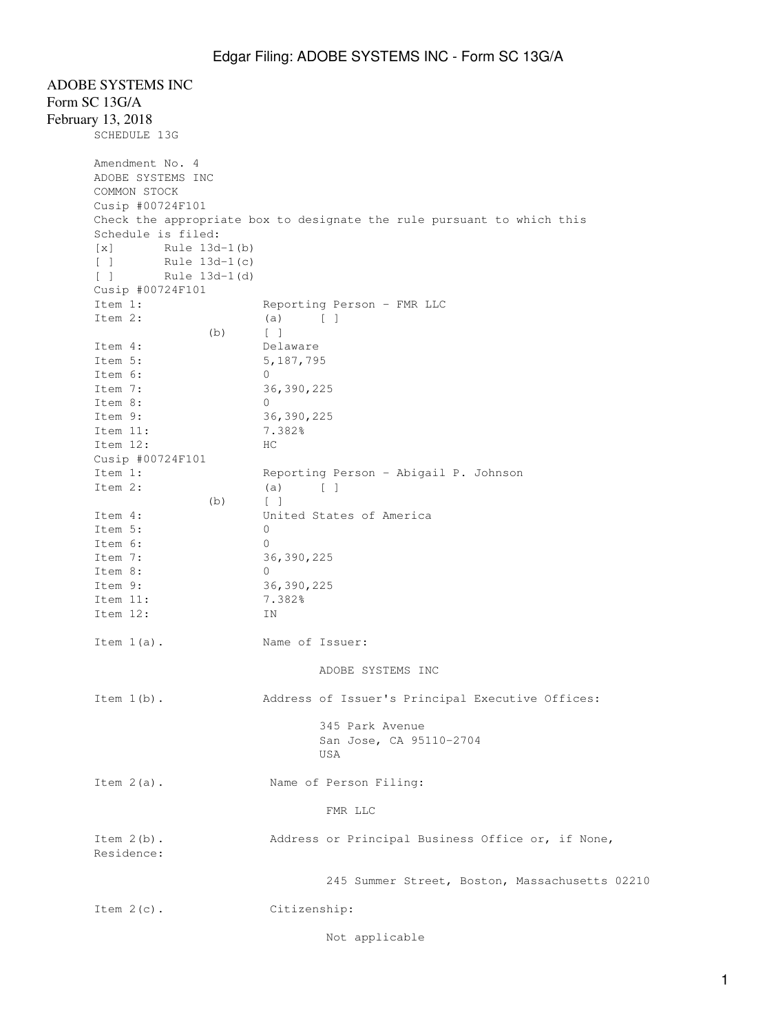ADOBE SYSTEMS INC
Form SC 13G/A
February 13, 2018

SCHEDULE 13G

Amendment No. 4
ADOBE SYSTEMS INC
COMMON STOCK
Cusip #00724F101

Check the appropriate box to designate the rule pursuant to which this Schedule is filed:

[x] Rule 13d-1(b)
[ ] Rule 13d-1(c)
[ ] Rule 13d-1(d)

Cusip #00724F101

| | |
|---|---|
| Item 1: | Reporting Person - FMR LLC |
| Item 2: | (a) [ ] |
| (b) | [ ] |
| Item 4: | Delaware |
| Item 5: | 5,187,795 |
| Item 6: | 0 |
| Item 7: | 36,390,225 |
| Item 8: | 0 |
| Item 9: | 36,390,225 |
| Item 11: | 7.382% |
| Item 12: | HC |

Cusip #00724F101

| | |
|---|---|
| Item 1: | Reporting Person - Abigail P. Johnson |
| Item 2: | (a) [ ] |
| (b) | [ ] |
| Item 4: | United States of America |
| Item 5: | 0 |
| Item 6: | 0 |
| Item 7: | 36,390,225 |
| Item 8: | 0 |
| Item 9: | 36,390,225 |
| Item 11: | 7.382% |
| Item 12: | IN |

Item 1(a). Name of Issuer:

ADOBE SYSTEMS INC

Item 1(b). Address of Issuer's Principal Executive Offices:

345 Park Avenue
San Jose, CA 95110-2704
USA

Item 2(a). Name of Person Filing:

FMR LLC

Item 2(b). Address or Principal Business Office or, if None, Residence:

245 Summer Street, Boston, Massachusetts 02210

Item 2(c). Citizenship:

Not applicable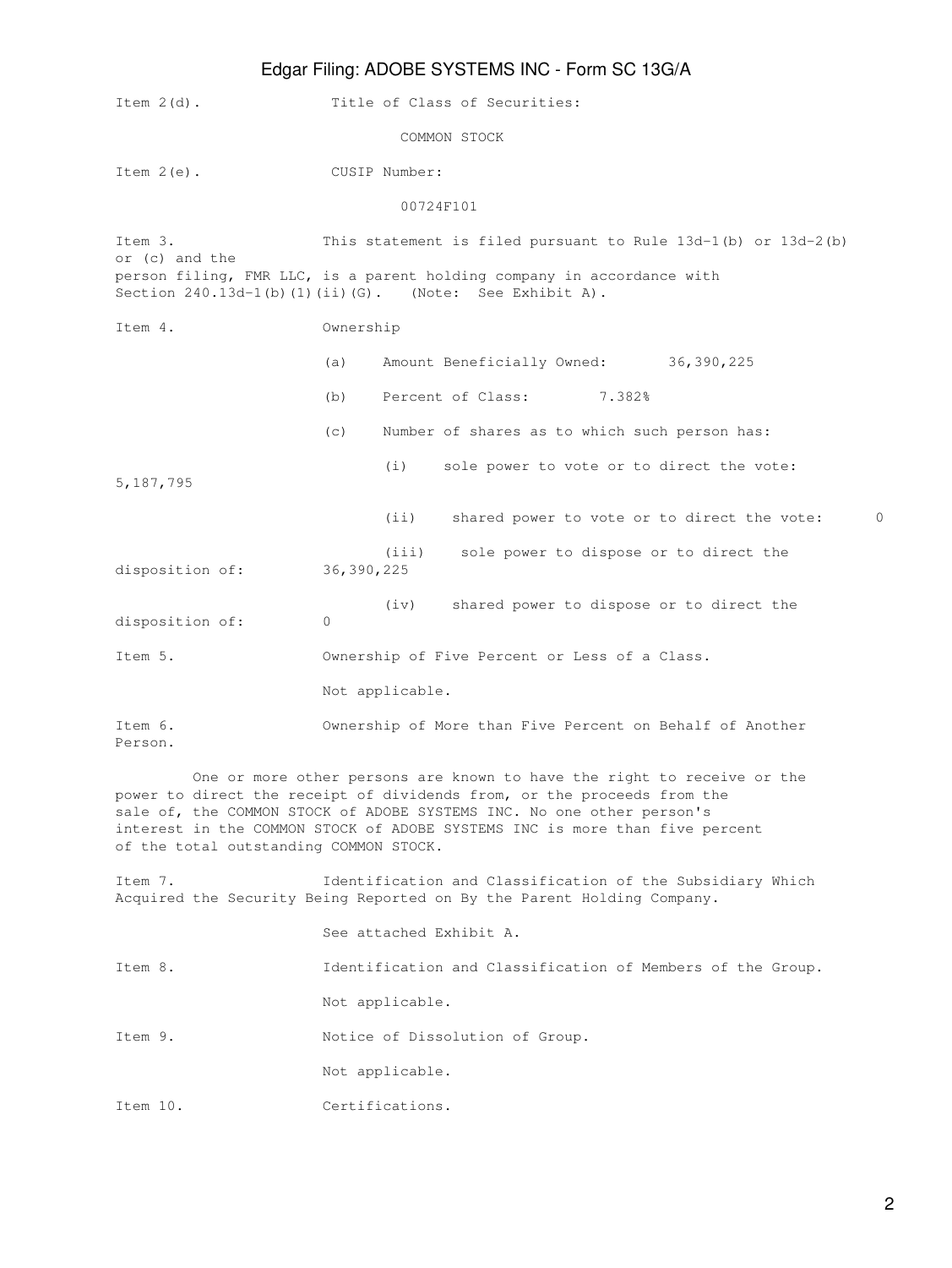Item 2(d). Title of Class of Securities:

COMMON STOCK

Item 2(e). CUSIP Number:

00724F101

Item 3. This statement is filed pursuant to Rule 13d-1(b) or 13d-2(b) or (c) and the person filing, FMR LLC, is a parent holding company in accordance with Section 240.13d-1(b)(1)(ii)(G). (Note: See Exhibit A).

Item 4. Ownership

(a) Amount Beneficially Owned: 36,390,225

(b) Percent of Class: 7.382%

(c) Number of shares as to which such person has:

(i) sole power to vote or to direct the vote: 5,187,795

(ii) shared power to vote or to direct the vote: 0

(iii) sole power to dispose or to direct the disposition of: 36,390,225

(iv) shared power to dispose or to direct the disposition of: 0

Item 5. Ownership of Five Percent or Less of a Class.

Not applicable.

Item 6. Ownership of More than Five Percent on Behalf of Another Person.

One or more other persons are known to have the right to receive or the power to direct the receipt of dividends from, or the proceeds from the sale of, the COMMON STOCK of ADOBE SYSTEMS INC. No one other person's interest in the COMMON STOCK of ADOBE SYSTEMS INC is more than five percent of the total outstanding COMMON STOCK.

Item 7. Identification and Classification of the Subsidiary Which Acquired the Security Being Reported on By the Parent Holding Company.

See attached Exhibit A.

Item 8. Identification and Classification of Members of the Group.

Not applicable.

Item 9. Notice of Dissolution of Group.

Not applicable.

Item 10. Certifications.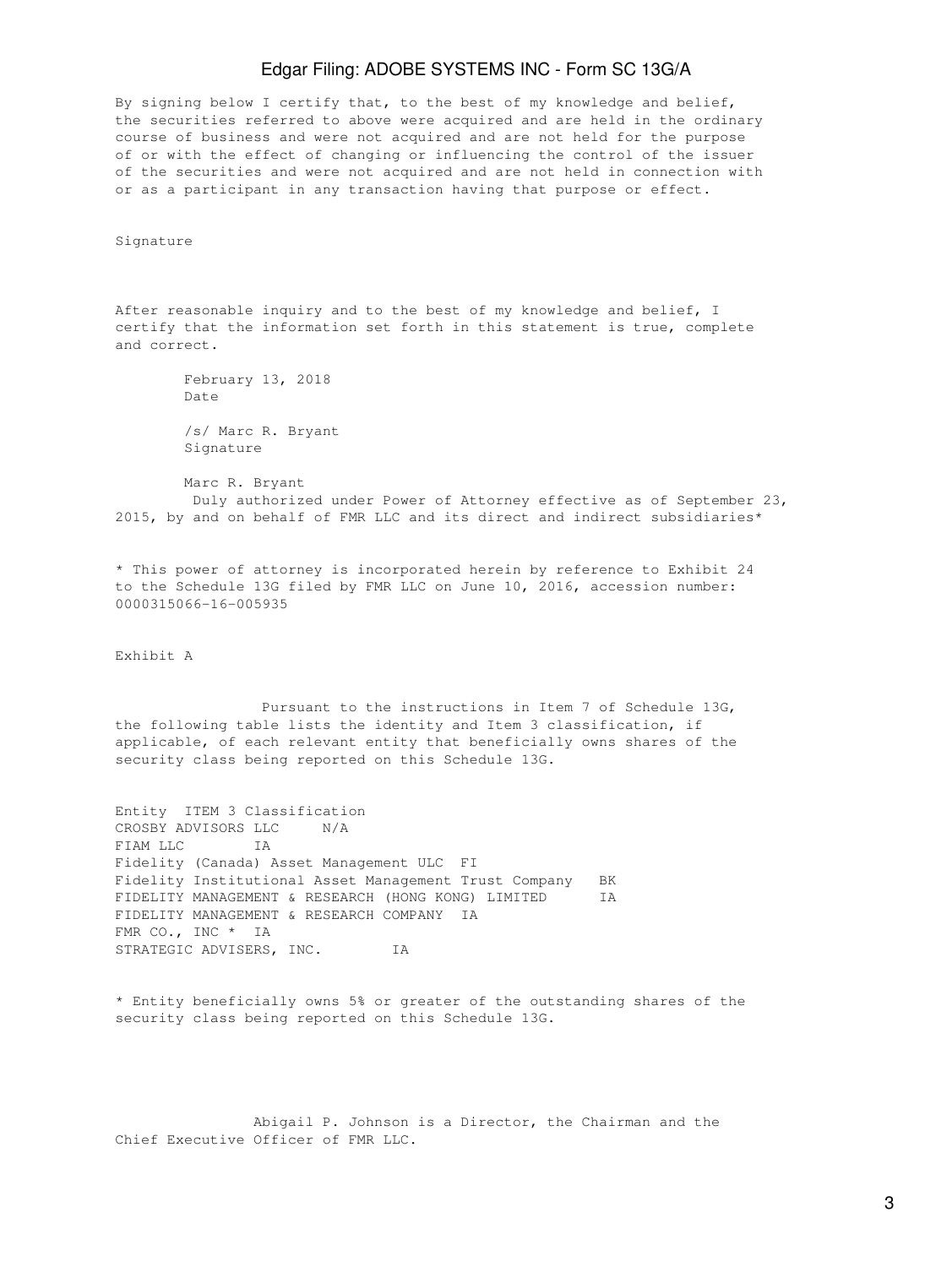By signing below I certify that, to the best of my knowledge and belief, the securities referred to above were acquired and are held in the ordinary course of business and were not acquired and are not held for the purpose of or with the effect of changing or influencing the control of the issuer of the securities and were not acquired and are not held in connection with or as a participant in any transaction having that purpose or effect.

Signature

After reasonable inquiry and to the best of my knowledge and belief, I certify that the information set forth in this statement is true, complete and correct.

February 13, 2018
Date

/s/ Marc R. Bryant
Signature

Marc R. Bryant
Duly authorized under Power of Attorney effective as of September 23, 2015, by and on behalf of FMR LLC and its direct and indirect subsidiaries*

* This power of attorney is incorporated herein by reference to Exhibit 24 to the Schedule 13G filed by FMR LLC on June 10, 2016, accession number: 0000315066-16-005935

Exhibit A

Pursuant to the instructions in Item 7 of Schedule 13G, the following table lists the identity and Item 3 classification, if applicable, of each relevant entity that beneficially owns shares of the security class being reported on this Schedule 13G.

| Entity | ITEM 3 Classification |
|---|---|
| CROSBY ADVISORS LLC | N/A |
| FIAM LLC | IA |
| Fidelity (Canada) Asset Management ULC | FI |
| Fidelity Institutional Asset Management Trust Company | BK |
| FIDELITY MANAGEMENT & RESEARCH (HONG KONG) LIMITED | IA |
| FIDELITY MANAGEMENT & RESEARCH COMPANY | IA |
| FMR CO., INC * | IA |
| STRATEGIC ADVISERS, INC. | IA |

* Entity beneficially owns 5% or greater of the outstanding shares of the security class being reported on this Schedule 13G.

Abigail P. Johnson is a Director, the Chairman and the Chief Executive Officer of FMR LLC.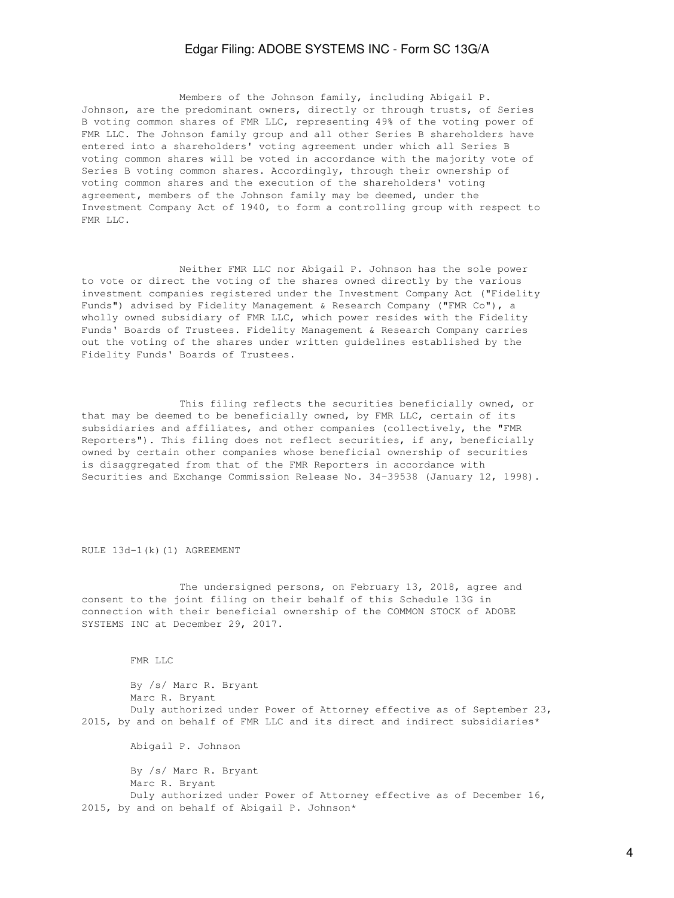Members of the Johnson family, including Abigail P. Johnson, are the predominant owners, directly or through trusts, of Series B voting common shares of FMR LLC, representing 49% of the voting power of FMR LLC. The Johnson family group and all other Series B shareholders have entered into a shareholders' voting agreement under which all Series B voting common shares will be voted in accordance with the majority vote of Series B voting common shares. Accordingly, through their ownership of voting common shares and the execution of the shareholders' voting agreement, members of the Johnson family may be deemed, under the Investment Company Act of 1940, to form a controlling group with respect to FMR LLC.

Neither FMR LLC nor Abigail P. Johnson has the sole power to vote or direct the voting of the shares owned directly by the various investment companies registered under the Investment Company Act ("Fidelity Funds") advised by Fidelity Management & Research Company ("FMR Co"), a wholly owned subsidiary of FMR LLC, which power resides with the Fidelity Funds' Boards of Trustees. Fidelity Management & Research Company carries out the voting of the shares under written guidelines established by the Fidelity Funds' Boards of Trustees.

This filing reflects the securities beneficially owned, or that may be deemed to be beneficially owned, by FMR LLC, certain of its subsidiaries and affiliates, and other companies (collectively, the "FMR Reporters"). This filing does not reflect securities, if any, beneficially owned by certain other companies whose beneficial ownership of securities is disaggregated from that of the FMR Reporters in accordance with Securities and Exchange Commission Release No. 34-39538 (January 12, 1998).

RULE 13d-1(k)(1) AGREEMENT

The undersigned persons, on February 13, 2018, agree and consent to the joint filing on their behalf of this Schedule 13G in connection with their beneficial ownership of the COMMON STOCK of ADOBE SYSTEMS INC at December 29, 2017.

FMR LLC

By /s/ Marc R. Bryant
Marc R. Bryant
Duly authorized under Power of Attorney effective as of September 23, 2015, by and on behalf of FMR LLC and its direct and indirect subsidiaries*

Abigail P. Johnson

By /s/ Marc R. Bryant
Marc R. Bryant
Duly authorized under Power of Attorney effective as of December 16, 2015, by and on behalf of Abigail P. Johnson*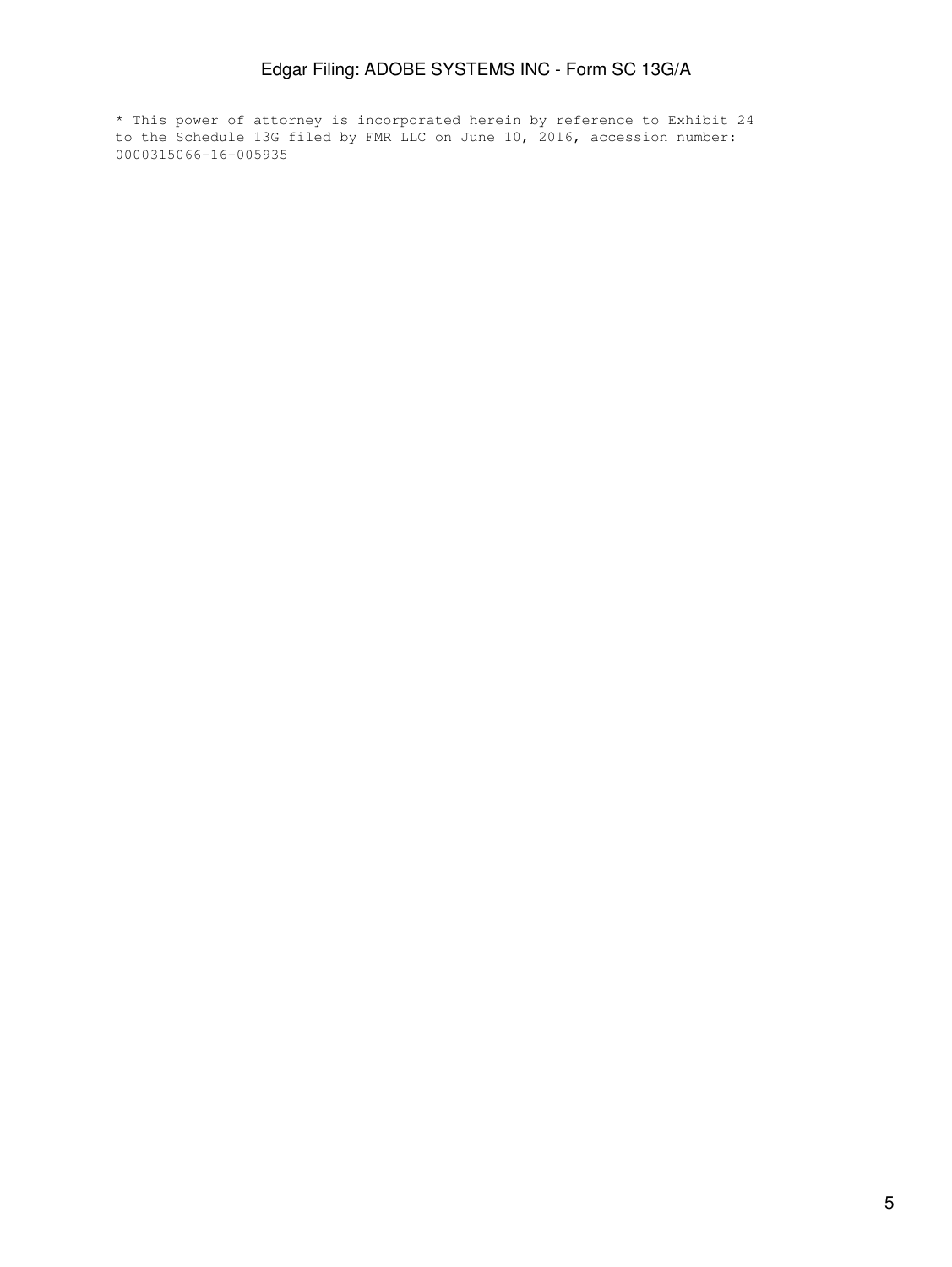* This power of attorney is incorporated herein by reference to Exhibit 24 to the Schedule 13G filed by FMR LLC on June 10, 2016, accession number: 0000315066-16-005935